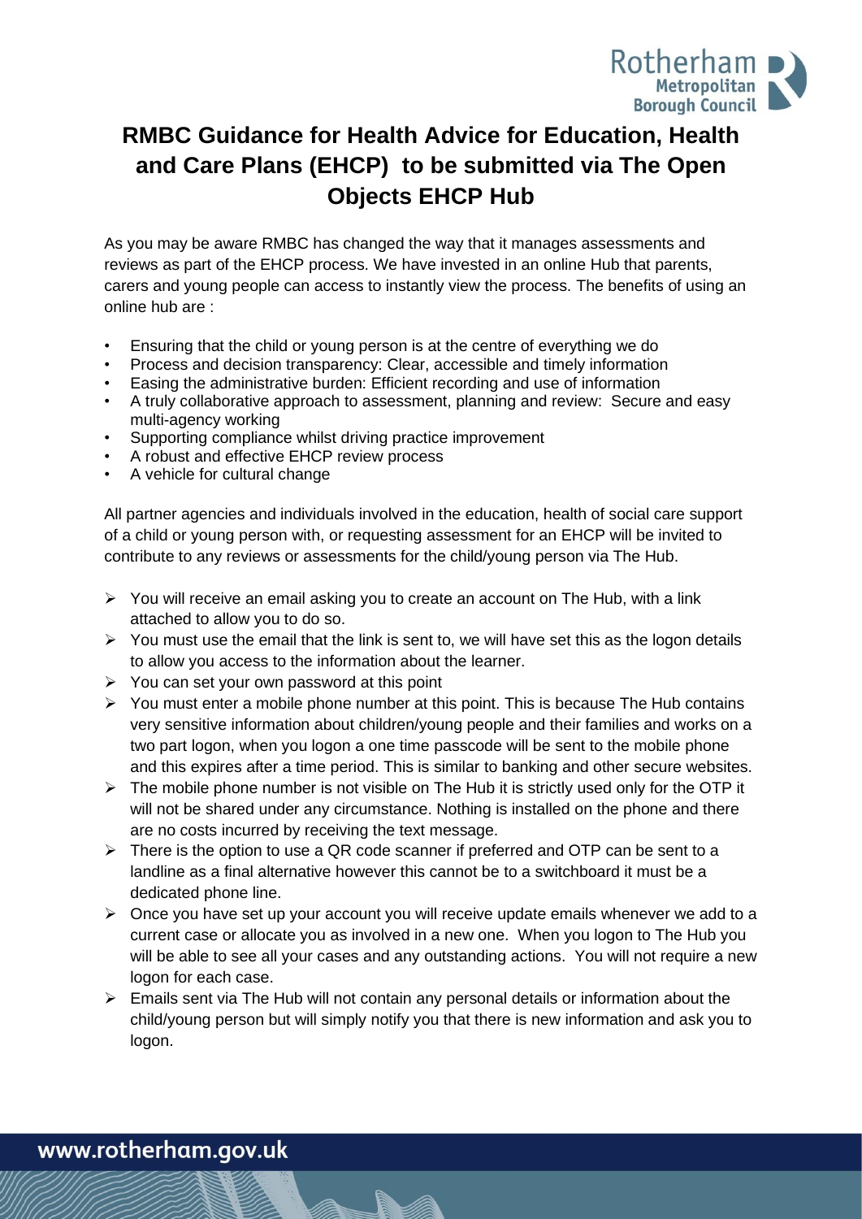# RMBC Guidance for Health Advice for Education, Health and Care Plans (EHCP) to be submitted via The Open Objects EHCP Hub

As you may be aware RMBC has changed the way that it manages assessments and reviews as part of the EHCP process. We have invested in an online Hub that parents, carers and young people can access to instantly view the process. The benefits of using an online hub are :

- Ensuring that the child or young person is at the centre of everything we do
- Process and decision transparency: Clear, accessible and timely information
- Easing the administrative burden: Efficient recording and use of information
- A truly collaborative approach to assessment, planning and review: Secure and easy multi-agency working
- Supporting compliance whilst driving practice improvement
- A robust and effective EHCP review process
- A vehicle for cultural change

All partner agencies and individuals involved in the education, health of social care support of a child or young person with, or requesting assessment for an EHCP will be invited to contribute to any reviews or assessments for the child/young person via The Hub.

- You will receive an email asking you to create an account on The Hub, with a link attached to allow you to do so.
- You must use the email that the link is sent to, we will have set this as the logon details to allow you access to the information about the learner.
- You can set your own password at this point
- You must enter a mobile phone number at this point. This is because The Hub contains very sensitive information about children/young people and their families and works on a two part logon, when you logon a one time passcode will be sent to the mobile phone and this expires after a time period. This is similar to banking and other secure websites.
- The mobile phone number is not visible on The Hub it is strictly used only for the OTP it will not be shared under any circumstance. Nothing is installed on the phone and there are no costs incurred by receiving the text message.
- There is the option to use a QR code scanner if preferred and OTP can be sent to a landline as a final alternative however this cannot be to a switchboard it must be a dedicated phone line.
- Once you have set up your account you will receive update emails whenever we add to a current case or allocate you as involved in a new one. When you logon to The Hub you will be able to see all your cases and any outstanding actions. You will not require a new logon for each case.
- Emails sent via The Hub will not contain any personal details or information about the child/young person but will simply notify you that there is new information and ask you to logon.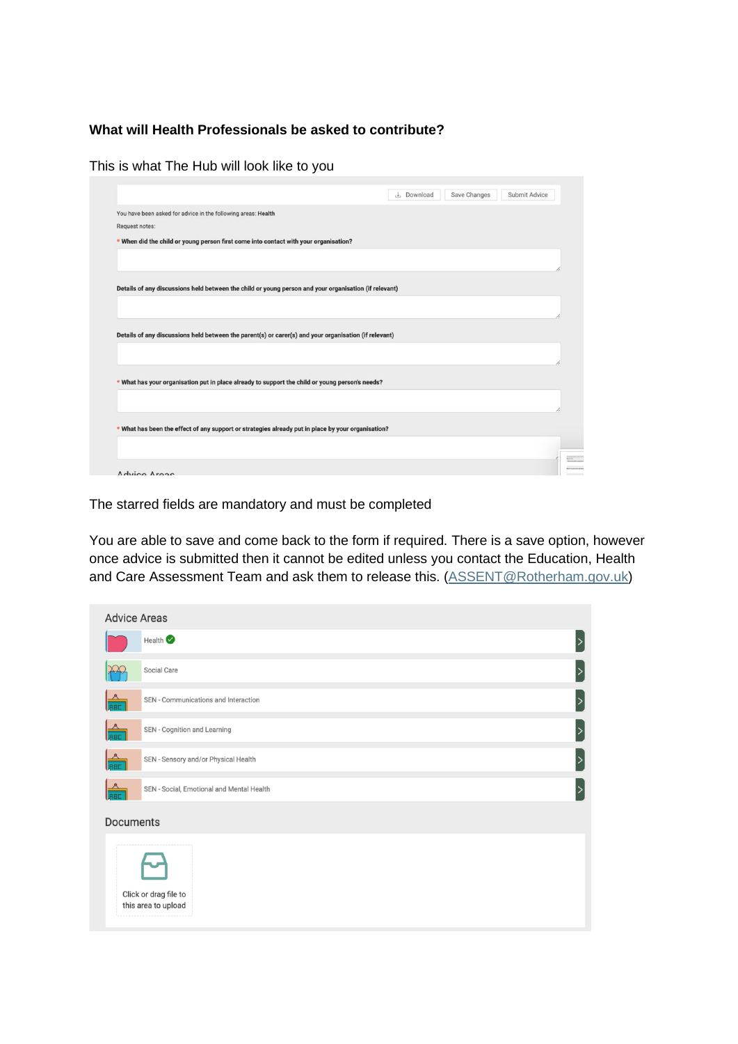**What will Health Professionals be asked to contribute?**

This is what The Hub will look like to you

Download | Save Changes | Submit Advice

You have been asked for advice in the following areas: Health

Request notes:

\* When did the child or young person first come into contact with your organisation?

Details of any discussions held between the child or young person and your organisation (if relevant)

Details of any discussions held between the parent(s) or carer(s) and your organisation (if relevant)

\* What has your organisation put in place already to support the child or young person's needs?

\* What has been the effect of any support or strategies already put in place by your organisation?

The starred fields are mandatory and must be completed

You are able to save and come back to the form if required. There is a save option, however once advice is submitted then it cannot be edited unless you contact the Education, Health and Care Assessment Team and ask them to release this. (ASSENT@Rotherham.gov.uk)

Advice Areas

- Health
- Social Care
- SEN - Communications and Interaction
- SEN - Cognition and Learning
- SEN - Sensory and/or Physical Health
- SEN - Social, Emotional and Mental Health

Documents

Click or drag file to this area to upload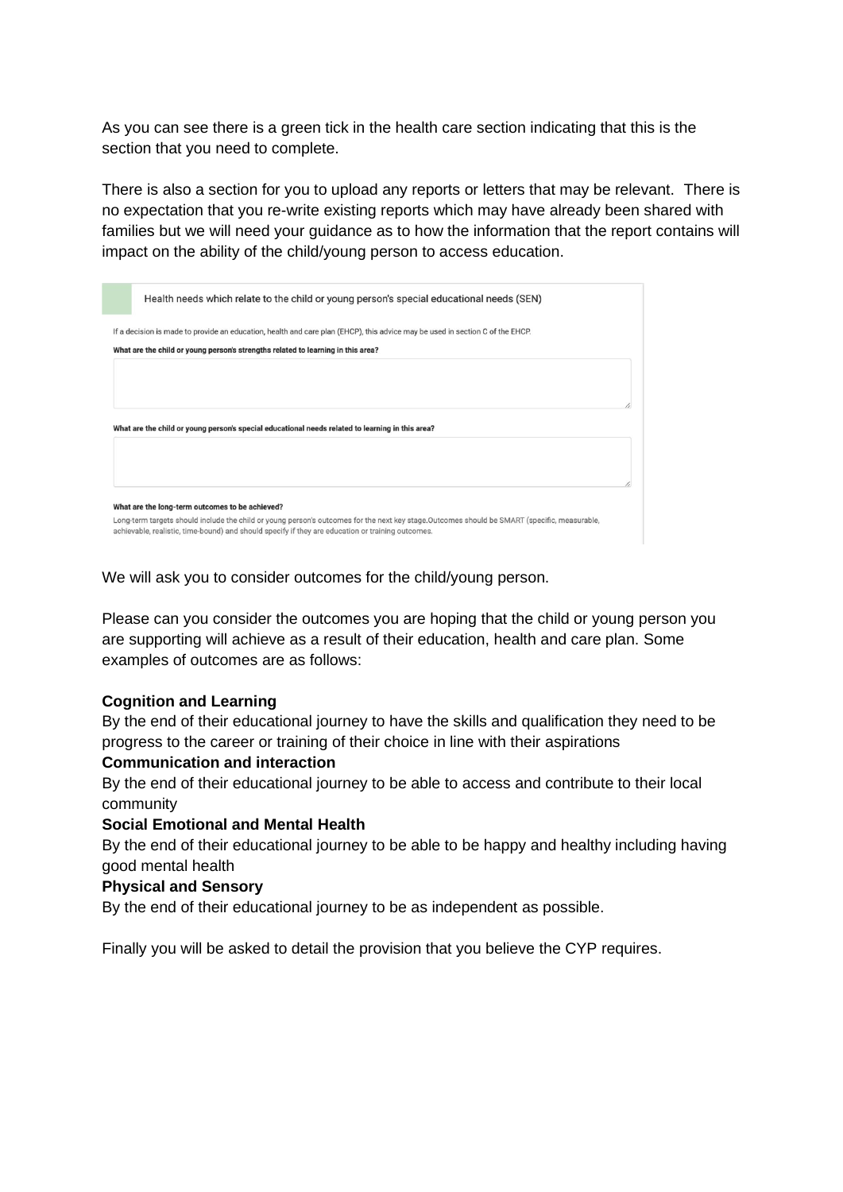As you can see there is a green tick in the health care section indicating that this is the section that you need to complete.

There is also a section for you to upload any reports or letters that may be relevant. There is no expectation that you re-write existing reports which may have already been shared with families but we will need your guidance as to how the information that the report contains will impact on the ability of the child/young person to access education.

Health needs which relate to the child or young person's special educational needs (SEN)

If a decision is made to provide an education, health and care plan (EHCP), this advice may be used in section C of the EHCP.

**What are the child or young person's strengths related to learning in this area?**

**What are the child or young person's special educational needs related to learning in this area?**

**What are the long-term outcomes to be achieved?**

Long-term targets should include the child or young person's outcomes for the next key stage.Outcomes should be SMART (specific, measurable, achievable, realistic, time-bound) and should specify if they are education or training outcomes.

We will ask you to consider outcomes for the child/young person.

Please can you consider the outcomes you are hoping that the child or young person you are supporting will achieve as a result of their education, health and care plan. Some examples of outcomes are as follows:

**Cognition and Learning**
By the end of their educational journey to have the skills and qualification they need to be progress to the career or training of their choice in line with their aspirations
**Communication and interaction**
By the end of their educational journey to be able to access and contribute to their local community
**Social Emotional and Mental Health**
By the end of their educational journey to be able to be happy and healthy including having good mental health
**Physical and Sensory**
By the end of their educational journey to be as independent as possible.

Finally you will be asked to detail the provision that you believe the CYP requires.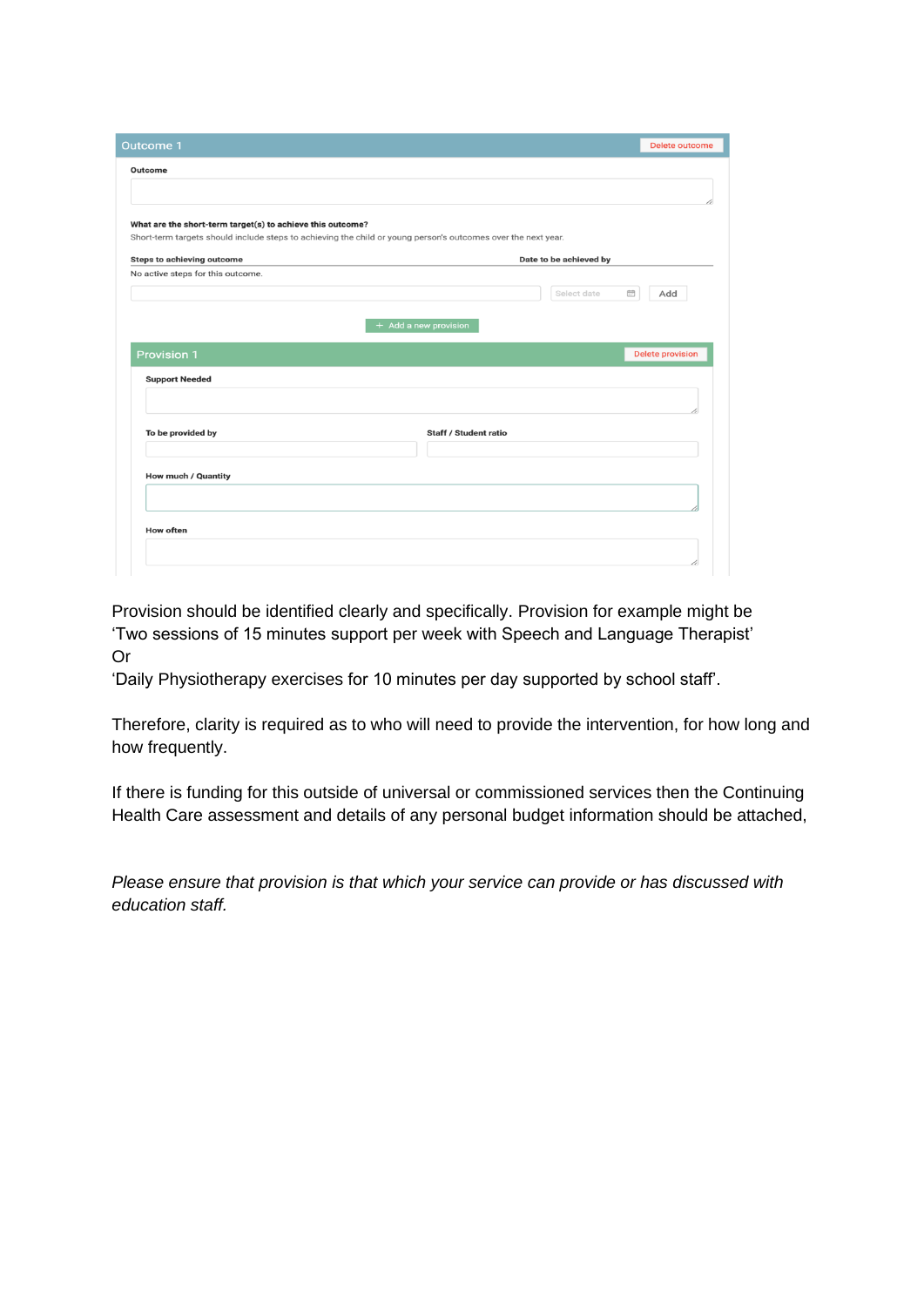Outcome 1

Delete outcome

**Outcome**

**What are the short-term target(s) to achieve this outcome?**

Short-term targets should include steps to achieving the child or young person's outcomes over the next year.

| Steps to achieving outcome | Date to be achieved by |
| --- | --- |
| No active steps for this outcome. | |

Select date

Add

+ Add a new provision

Provision 1

Delete provision

**Support Needed**

**To be provided by**

**Staff / Student ratio**

**How much / Quantity**

**How often**

Provision should be identified clearly and specifically. Provision for example might be 'Two sessions of 15 minutes support per week with Speech and Language Therapist'
Or
'Daily Physiotherapy exercises for 10 minutes per day supported by school staff'.

Therefore, clarity is required as to who will need to provide the intervention, for how long and how frequently.

If there is funding for this outside of universal or commissioned services then the Continuing Health Care assessment and details of any personal budget information should be attached,

*Please ensure that provision is that which your service can provide or has discussed with education staff.*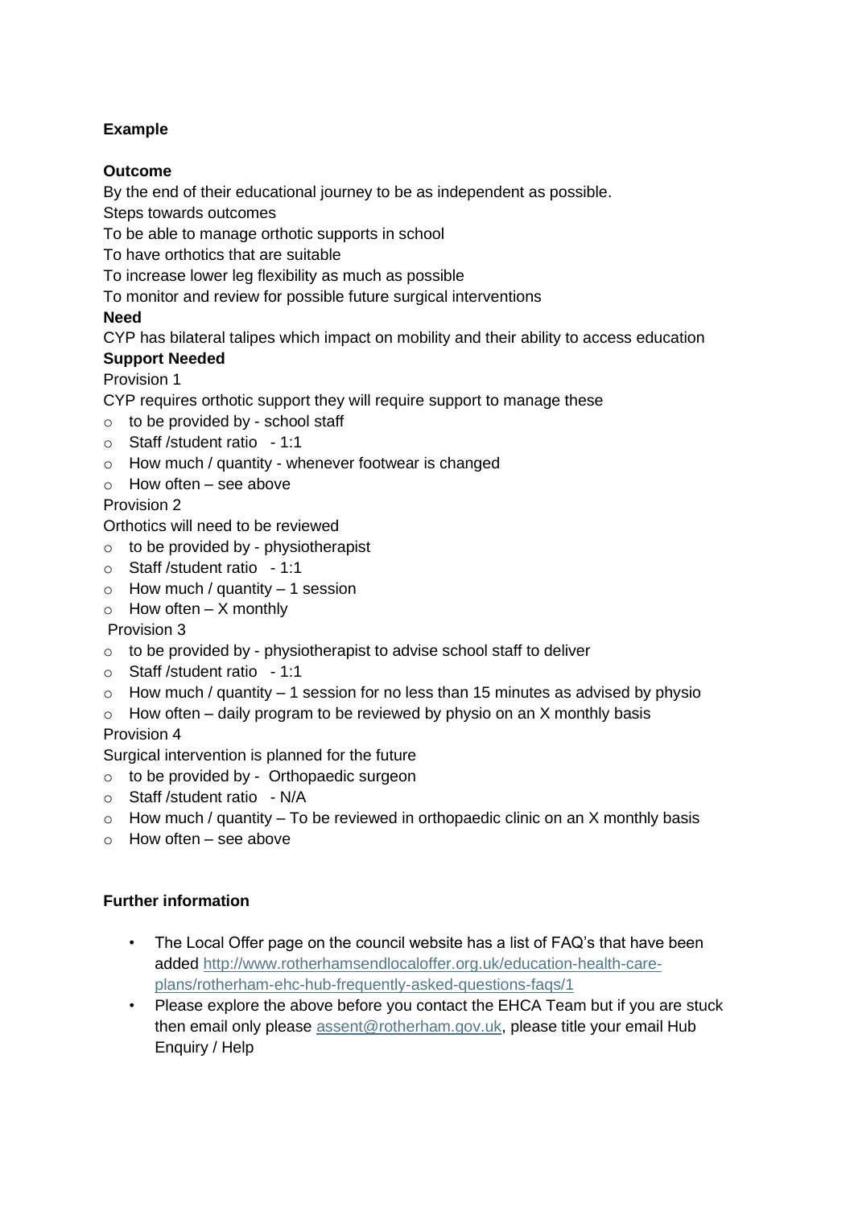**Example**

**Outcome**

By the end of their educational journey to be as independent as possible.

Steps towards outcomes

To be able to manage orthotic supports in school

To have orthotics that are suitable

To increase lower leg flexibility as much as possible

To monitor and review for possible future surgical interventions

**Need**

CYP has bilateral talipes which impact on mobility and their ability to access education

**Support Needed**

Provision 1

CYP requires orthotic support they will require support to manage these

- to be provided by - school staff
- Staff /student ratio - 1:1
- How much / quantity - whenever footwear is changed
- How often – see above

Provision 2

Orthotics will need to be reviewed

- to be provided by - physiotherapist
- Staff /student ratio - 1:1
- How much / quantity – 1 session
- How often – X monthly

Provision 3

- to be provided by - physiotherapist to advise school staff to deliver
- Staff /student ratio - 1:1
- How much / quantity – 1 session for no less than 15 minutes as advised by physio
- How often – daily program to be reviewed by physio on an X monthly basis

Provision 4

Surgical intervention is planned for the future

- to be provided by - Orthopaedic surgeon
- Staff /student ratio - N/A
- How much / quantity – To be reviewed in orthopaedic clinic on an X monthly basis
- How often – see above

**Further information**

- The Local Offer page on the council website has a list of FAQ's that have been added [http://www.rotherhamsendlocaloffer.org.uk/education-health-care-plans/rotherham-ehc-hub-frequently-asked-questions-faqs/1](http://www.rotherhamsendlocaloffer.org.uk/education-health-care-plans/rotherham-ehc-hub-frequently-asked-questions-faqs/1)
- Please explore the above before you contact the EHCA Team but if you are stuck then email only please [assent@rotherham.gov.uk](mailto:assent@rotherham.gov.uk), please title your email Hub Enquiry / Help